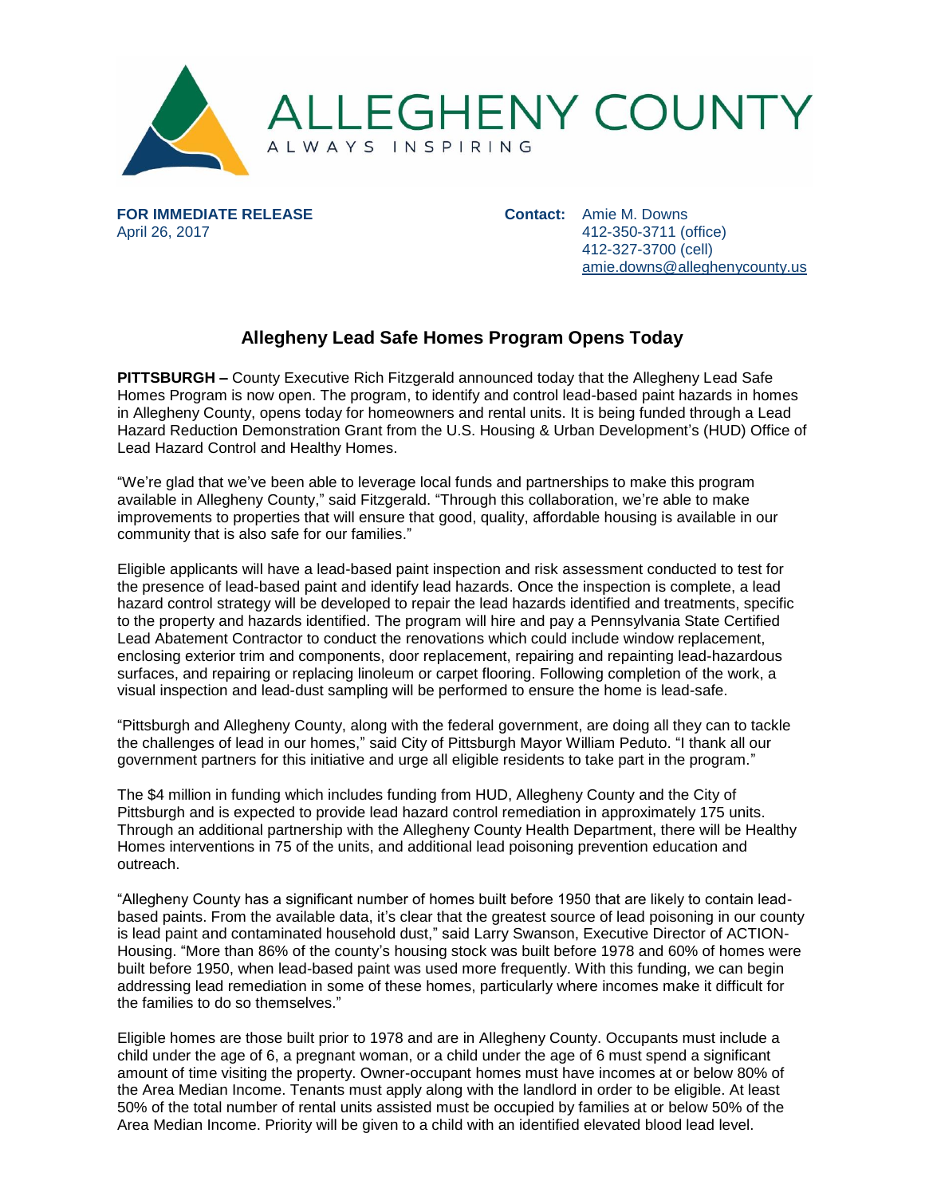ALLEGHENY COUNTY

ALWAYS INSPIRING

**FOR IMMEDIATE RELEASE**
April 26, 2017

**Contact:** Amie M. Downs
412-350-3711 (office)
412-327-3700 (cell)
amie.downs@alleghenycounty.us

## Allegheny Lead Safe Homes Program Opens Today

**PITTSBURGH –** County Executive Rich Fitzgerald announced today that the Allegheny Lead Safe Homes Program is now open. The program, to identify and control lead-based paint hazards in homes in Allegheny County, opens today for homeowners and rental units. It is being funded through a Lead Hazard Reduction Demonstration Grant from the U.S. Housing & Urban Development's (HUD) Office of Lead Hazard Control and Healthy Homes.

"We're glad that we've been able to leverage local funds and partnerships to make this program available in Allegheny County," said Fitzgerald. "Through this collaboration, we're able to make improvements to properties that will ensure that good, quality, affordable housing is available in our community that is also safe for our families."

Eligible applicants will have a lead-based paint inspection and risk assessment conducted to test for the presence of lead-based paint and identify lead hazards. Once the inspection is complete, a lead hazard control strategy will be developed to repair the lead hazards identified and treatments, specific to the property and hazards identified. The program will hire and pay a Pennsylvania State Certified Lead Abatement Contractor to conduct the renovations which could include window replacement, enclosing exterior trim and components, door replacement, repairing and repainting lead-hazardous surfaces, and repairing or replacing linoleum or carpet flooring. Following completion of the work, a visual inspection and lead-dust sampling will be performed to ensure the home is lead-safe.

"Pittsburgh and Allegheny County, along with the federal government, are doing all they can to tackle the challenges of lead in our homes," said City of Pittsburgh Mayor William Peduto. "I thank all our government partners for this initiative and urge all eligible residents to take part in the program."

The $4 million in funding which includes funding from HUD, Allegheny County and the City of Pittsburgh and is expected to provide lead hazard control remediation in approximately 175 units. Through an additional partnership with the Allegheny County Health Department, there will be Healthy Homes interventions in 75 of the units, and additional lead poisoning prevention education and outreach.

"Allegheny County has a significant number of homes built before 1950 that are likely to contain lead-based paints. From the available data, it's clear that the greatest source of lead poisoning in our county is lead paint and contaminated household dust," said Larry Swanson, Executive Director of ACTION-Housing. "More than 86% of the county's housing stock was built before 1978 and 60% of homes were built before 1950, when lead-based paint was used more frequently. With this funding, we can begin addressing lead remediation in some of these homes, particularly where incomes make it difficult for the families to do so themselves."

Eligible homes are those built prior to 1978 and are in Allegheny County. Occupants must include a child under the age of 6, a pregnant woman, or a child under the age of 6 must spend a significant amount of time visiting the property. Owner-occupant homes must have incomes at or below 80% of the Area Median Income. Tenants must apply along with the landlord in order to be eligible. At least 50% of the total number of rental units assisted must be occupied by families at or below 50% of the Area Median Income. Priority will be given to a child with an identified elevated blood lead level.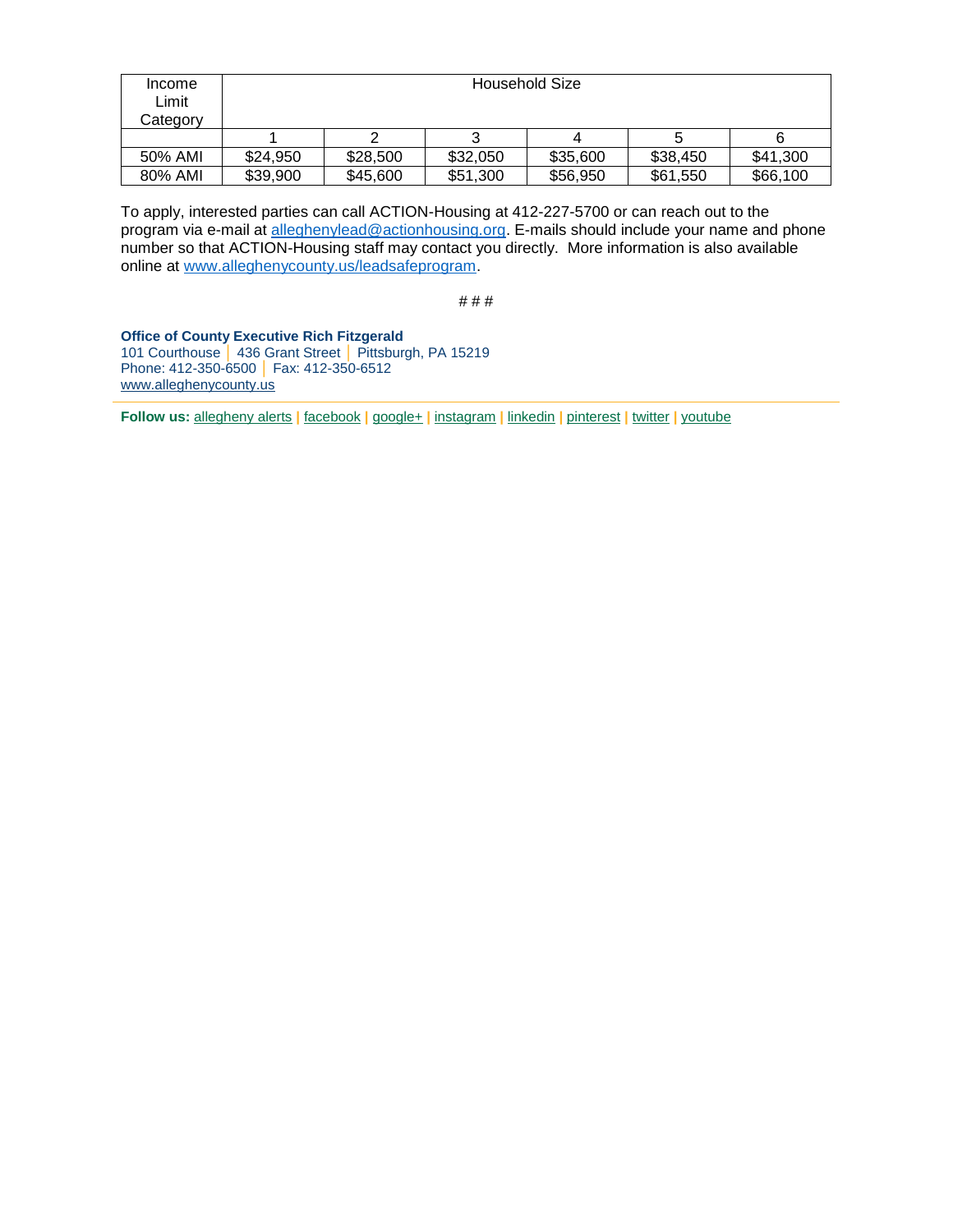| Income Limit Category | Household Size | | | | | |
|---|---|---|---|---|---|---|
| | 1 | 2 | 3 | 4 | 5 | 6 |
| 50% AMI | $24,950 | $28,500 | $32,050 | $35,600 | $38,450 | $41,300 |
| 80% AMI | $39,900 | $45,600 | $51,300 | $56,950 | $61,550 | $66,100 |

To apply, interested parties can call ACTION-Housing at 412-227-5700 or can reach out to the program via e-mail at alleghenylead@actionhousing.org. E-mails should include your name and phone number so that ACTION-Housing staff may contact you directly. More information is also available online at www.alleghenycounty.us/leadsafeprogram.

# # #

**Office of County Executive Rich Fitzgerald**
101 Courthouse | 436 Grant Street | Pittsburgh, PA 15219
Phone: 412-350-6500 | Fax: 412-350-6512
www.alleghenycounty.us

**Follow us:** allegheny alerts | facebook | google+ | instagram | linkedin | pinterest | twitter | youtube